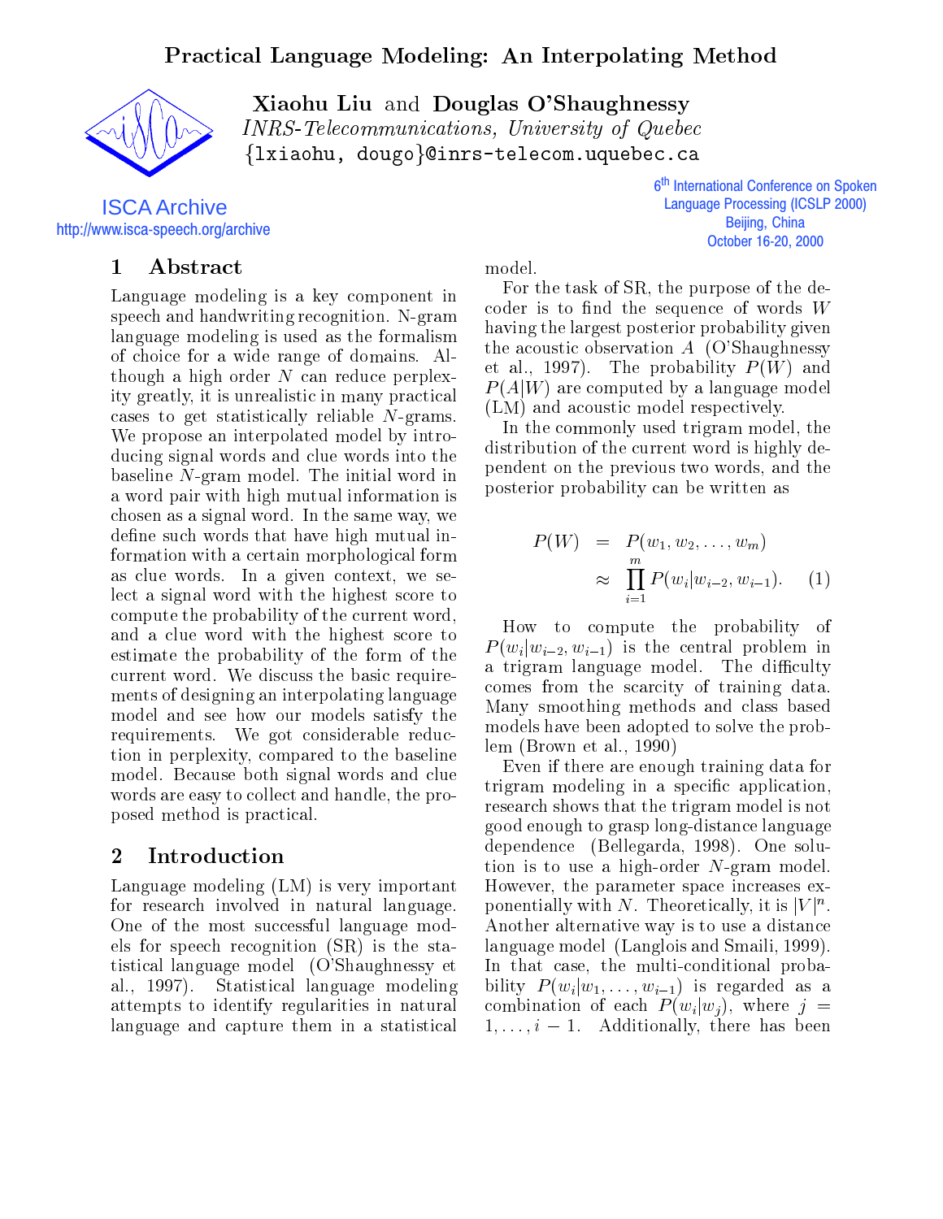# Practical Language Modeling: An Interpolating Method

**Xiaohu Liu** and **Douglas O'Shaughnessy**
*INRS-Telecommunications, University of Quebec*
{lxiaohu, dougo}@inrs-telecom.uquebec.ca

ISCA Archive
http://www.isca-speech.org/archive

6th International Conference on Spoken Language Processing (ICSLP 2000)
Beijing, China
October 16-20, 2000

## 1 Abstract

Language modeling is a key component in speech and handwriting recognition. N-gram language modeling is used as the formalism of choice for a wide range of domains. Although a high order $N$ can reduce perplexity greatly, it is unrealistic in many practical cases to get statistically reliable $N$-grams. We propose an interpolated model by introducing signal words and clue words into the baseline $N$-gram model. The initial word in a word pair with high mutual information is chosen as a signal word. In the same way, we define such words that have high mutual information with a certain morphological form as clue words. In a given context, we select a signal word with the highest score to compute the probability of the current word, and a clue word with the highest score to estimate the probability of the form of the current word. We discuss the basic requirements of designing an interpolating language model and see how our models satisfy the requirements. We got considerable reduction in perplexity, compared to the baseline model. Because both signal words and clue words are easy to collect and handle, the proposed method is practical.

## 2 Introduction

Language modeling (LM) is very important for research involved in natural language. One of the most successful language models for speech recognition (SR) is the statistical language model (O'Shaughnessy et al., 1997). Statistical language modeling attempts to identify regularities in natural language and capture them in a statistical model.

For the task of SR, the purpose of the decoder is to find the sequence of words $W$ having the largest posterior probability given the acoustic observation $A$ (O'Shaughnessy et al., 1997). The probability $P(W)$ and $P(A|W)$ are computed by a language model (LM) and acoustic model respectively.

In the commonly used trigram model, the distribution of the current word is highly dependent on the previous two words, and the posterior probability can be written as

$$
\begin{aligned}
P(W) &= P(w_1, w_2, \ldots, w_m) \\
&\approx \prod_{i=1}^{m} P(w_i|w_{i-2}, w_{i-1}). \qquad (1)
\end{aligned}
$$

How to compute the probability of $P(w_i|w_{i-2}, w_{i-1})$ is the central problem in a trigram language model. The difficulty comes from the scarcity of training data. Many smoothing methods and class based models have been adopted to solve the problem (Brown et al., 1990)

Even if there are enough training data for trigram modeling in a specific application, research shows that the trigram model is not good enough to grasp long-distance language dependence (Bellegarda, 1998). One solution is to use a high-order $N$-gram model. However, the parameter space increases exponentially with $N$. Theoretically, it is $|V|^n$. Another alternative way is to use a distance language model (Langlois and Smaili, 1999). In that case, the multi-conditional probability $P(w_i|w_1, \ldots, w_{i-1})$ is regarded as a combination of each $P(w_i|w_j)$, where $j = 1, \ldots, i-1$. Additionally, there has been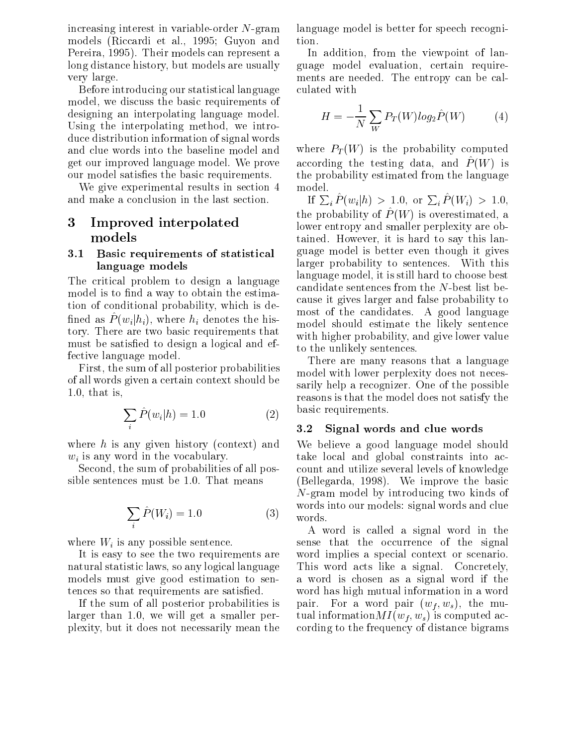increasing interest in variable-order $N$-gram models (Riccardi et al., 1995; Guyon and Pereira, 1995). Their models can represent a long distance history, but models are usually very large.

Before introducing our statistical language model, we discuss the basic requirements of designing an interpolating language model. Using the interpolating method, we introduce distribution information of signal words and clue words into the baseline model and get our improved language model. We prove our model satisfies the basic requirements.

We give experimental results in section 4 and make a conclusion in the last section.

# 3 Improved interpolated models

## 3.1 Basic requirements of statistical language models

The critical problem to design a language model is to find a way to obtain the estimation of conditional probability, which is defined as $\hat{P}(w_i|h_i)$, where $h_i$ denotes the history. There are two basic requirements that must be satisfied to design a logical and effective language model.

First, the sum of all posterior probabilities of all words given a certain context should be 1.0, that is,

$$\sum_i \hat{P}(w_i|h) = 1.0 \qquad (2)$$

where $h$ is any given history (context) and $w_i$ is any word in the vocabulary.

Second, the sum of probabilities of all possible sentences must be 1.0. That means

$$\sum_i \hat{P}(W_i) = 1.0 \qquad (3)$$

where $W_i$ is any possible sentence.

It is easy to see the two requirements are natural statistic laws, so any logical language models must give good estimation to sentences so that requirements are satisfied.

If the sum of all posterior probabilities is larger than 1.0, we will get a smaller perplexity, but it does not necessarily mean the language model is better for speech recognition.

In addition, from the viewpoint of language model evaluation, certain requirements are needed. The entropy can be calculated with

$$H = -\frac{1}{N} \sum_W P_T(W) log_2 \hat{P}(W) \qquad (4)$$

where $P_T(W)$ is the probability computed according the testing data, and $\hat{P}(W)$ is the probability estimated from the language model.

If $\sum_i \hat{P}(w_i|h) > 1.0$, or $\sum_i \hat{P}(W_i) > 1.0$, the probability of $\hat{P}(W)$ is overestimated, a lower entropy and smaller perplexity are obtained. However, it is hard to say this language model is better even though it gives larger probability to sentences. With this language model, it is still hard to choose best candidate sentences from the $N$-best list because it gives larger and false probability to most of the candidates. A good language model should estimate the likely sentence with higher probability, and give lower value to the unlikely sentences.

There are many reasons that a language model with lower perplexity does not necessarily help a recognizer. One of the possible reasons is that the model does not satisfy the basic requirements.

## 3.2 Signal words and clue words

We believe a good language model should take local and global constraints into account and utilize several levels of knowledge (Bellegarda, 1998). We improve the basic $N$-gram model by introducing two kinds of words into our models: signal words and clue words.

A word is called a signal word in the sense that the occurrence of the signal word implies a special context or scenario. This word acts like a signal. Concretely, a word is chosen as a signal word if the word has high mutual information in a word pair. For a word pair $(w_f, w_s)$, the mutual information$MI(w_f, w_s)$ is computed according to the frequency of distance bigrams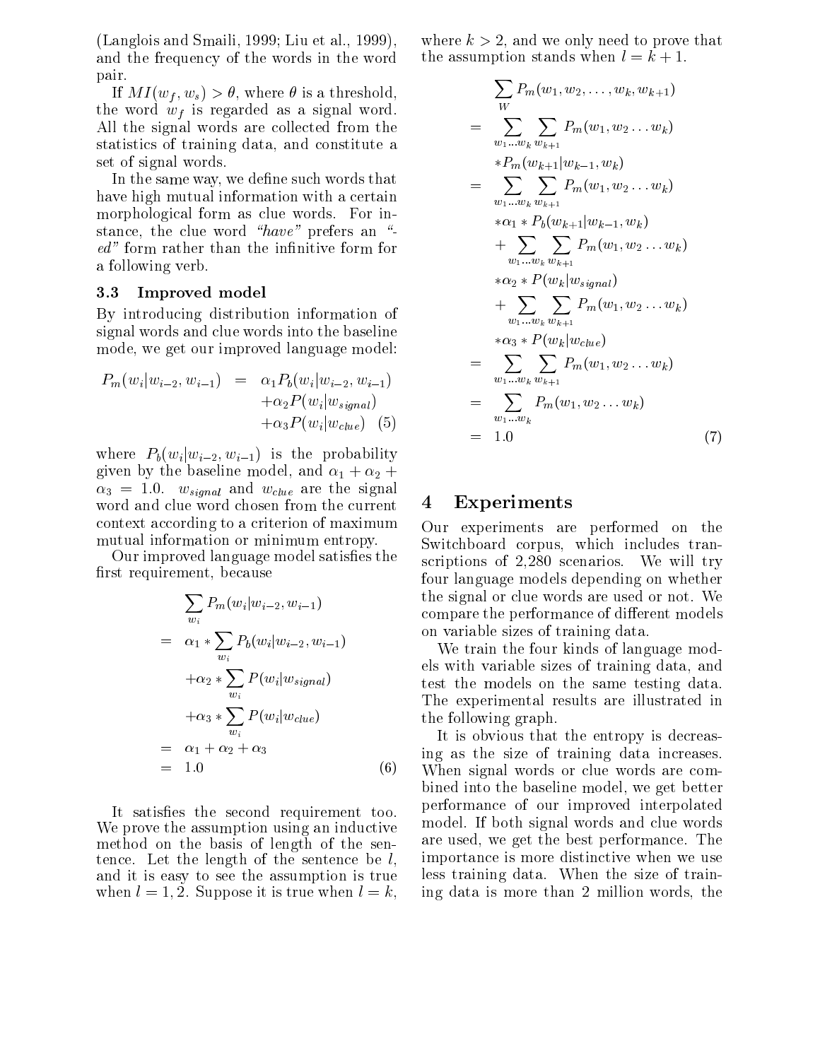(Langlois and Smaili, 1999; Liu et al., 1999), and the frequency of the words in the word pair.

If $MI(w_f, w_s) > \theta$, where $\theta$ is a threshold, the word $w_f$ is regarded as a signal word. All the signal words are collected from the statistics of training data, and constitute a set of signal words.

In the same way, we define such words that have high mutual information with a certain morphological form as clue words. For instance, the clue word *"have"* prefers an *"-ed"* form rather than the infinitive form for a following verb.

### 3.3 Improved model

By introducing distribution information of signal words and clue words into the baseline mode, we get our improved language model:

$$\begin{aligned} P_m(w_i|w_{i-2}, w_{i-1}) &= \alpha_1 P_b(w_i|w_{i-2}, w_{i-1}) \\ &+ \alpha_2 P(w_i|w_{signal}) \\ &+ \alpha_3 P(w_i|w_{clue}) \quad (5) \end{aligned}$$

where $P_b(w_i|w_{i-2}, w_{i-1})$ is the probability given by the baseline model, and $\alpha_1 + \alpha_2 + \alpha_3 = 1.0$. $w_{signal}$ and $w_{clue}$ are the signal word and clue word chosen from the current context according to a criterion of maximum mutual information or minimum entropy.

Our improved language model satisfies the first requirement, because

$$\begin{aligned} & \sum_{w_i} P_m(w_i|w_{i-2}, w_{i-1}) \\ = \;& \alpha_1 * \sum_{w_i} P_b(w_i|w_{i-2}, w_{i-1}) \\ & + \alpha_2 * \sum_{w_i} P(w_i|w_{signal}) \\ & + \alpha_3 * \sum_{w_i} P(w_i|w_{clue}) \\ = \;& \alpha_1 + \alpha_2 + \alpha_3 \\ = \;& 1.0 \qquad (6) \end{aligned}$$

It satisfies the second requirement too. We prove the assumption using an inductive method on the basis of length of the sentence. Let the length of the sentence be $l$, and it is easy to see the assumption is true when $l = 1, 2$. Suppose it is true when $l = k$, where $k > 2$, and we only need to prove that the assumption stands when $l = k + 1$.

$$\begin{aligned} & \sum_{W} P_m(w_1, w_2, \ldots, w_k, w_{k+1}) \\ = \;& \sum_{w_1 \ldots w_k} \sum_{w_{k+1}} P_m(w_1, w_2 \ldots w_k) \\ & * P_m(w_{k+1}|w_{k-1}, w_k) \\ = \;& \sum_{w_1 \ldots w_k} \sum_{w_{k+1}} P_m(w_1, w_2 \ldots w_k) \\ & * \alpha_1 * P_b(w_{k+1}|w_{k-1}, w_k) \\ & + \sum_{w_1 \ldots w_k} \sum_{w_{k+1}} P_m(w_1, w_2 \ldots w_k) \\ & * \alpha_2 * P(w_k|w_{signal}) \\ & + \sum_{w_1 \ldots w_k} \sum_{w_{k+1}} P_m(w_1, w_2 \ldots w_k) \\ & * \alpha_3 * P(w_k|w_{clue}) \\ = \;& \sum_{w_1 \ldots w_k} \sum_{w_{k+1}} P_m(w_1, w_2 \ldots w_k) \\ = \;& \sum_{w_1 \ldots w_k} P_m(w_1, w_2 \ldots w_k) \\ = \;& 1.0 \qquad (7) \end{aligned}$$

## 4 Experiments

Our experiments are performed on the Switchboard corpus, which includes transcriptions of 2,280 scenarios. We will try four language models depending on whether the signal or clue words are used or not. We compare the performance of different models on variable sizes of training data.

We train the four kinds of language models with variable sizes of training data, and test the models on the same testing data. The experimental results are illustrated in the following graph.

It is obvious that the entropy is decreasing as the size of training data increases. When signal words or clue words are combined into the baseline model, we get better performance of our improved interpolated model. If both signal words and clue words are used, we get the best performance. The importance is more distinctive when we use less training data. When the size of training data is more than 2 million words, the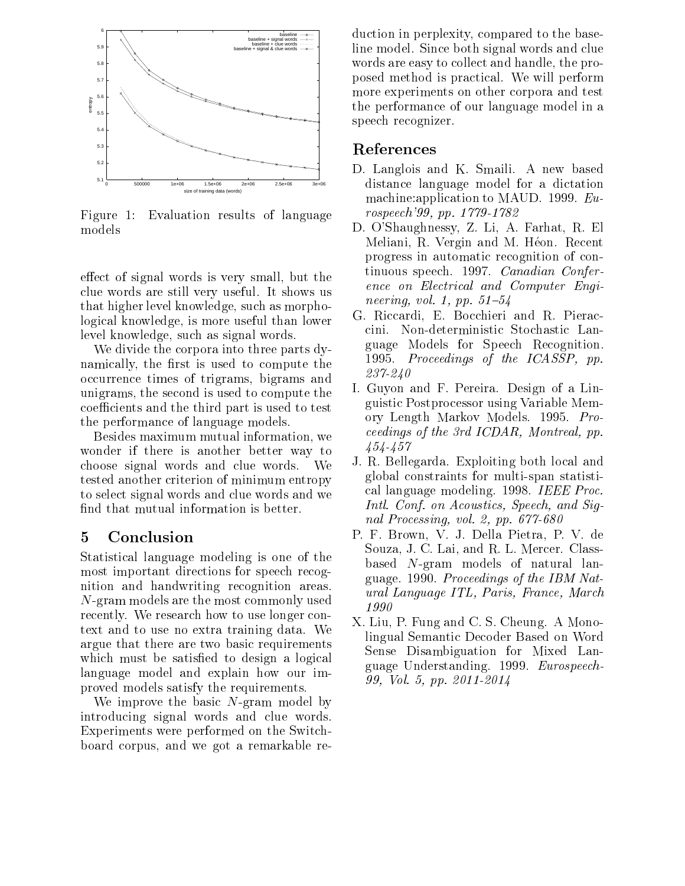6

5.9

5.8

5.7

5.6

5.5

5.4

5.3

5.2

5.1

entropy

0 500000 1e+06 1.5e+06 2e+06 2.5e+06 3e+06

size of training data (words)

baseline

baseline + signal words

baseline + clue words

baseline + signal & clue words

Figure 1: Evaluation results of language models

effect of signal words is very small, but the clue words are still very useful. It shows us that higher level knowledge, such as morphological knowledge, is more useful than lower level knowledge, such as signal words.

We divide the corpora into three parts dynamically, the first is used to compute the occurrence times of trigrams, bigrams and unigrams, the second is used to compute the coefficients and the third part is used to test the performance of language models.

Besides maximum mutual information, we wonder if there is another better way to choose signal words and clue words. We tested another criterion of minimum entropy to select signal words and clue words and we find that mutual information is better.

## 5 Conclusion

Statistical language modeling is one of the most important directions for speech recognition and handwriting recognition areas. $N$-gram models are the most commonly used recently. We research how to use longer context and to use no extra training data. We argue that there are two basic requirements which must be satisfied to design a logical language model and explain how our improved models satisfy the requirements.

We improve the basic $N$-gram model by introducing signal words and clue words. Experiments were performed on the Switchboard corpus, and we got a remarkable reduction in perplexity, compared to the baseline model. Since both signal words and clue words are easy to collect and handle, the proposed method is practical. We will perform more experiments on other corpora and test the performance of our language model in a speech recognizer.

## References

D. Langlois and K. Smaili. A new based distance language model for a dictation machine:application to MAUD. 1999. *Eurospeech'99, pp. 1779-1782*

D. O'Shaughnessy, Z. Li, A. Farhat, R. El Meliani, R. Vergin and M. Héon. Recent progress in automatic recognition of continuous speech. 1997. *Canadian Conference on Electrical and Computer Engineering, vol. 1, pp. 51–54*

G. Riccardi, E. Bocchieri and R. Pieraccini. Non-deterministic Stochastic Language Models for Speech Recognition. 1995. *Proceedings of the ICASSP, pp. 237-240*

I. Guyon and F. Pereira. Design of a Linguistic Postprocessor using Variable Memory Length Markov Models. 1995. *Proceedings of the 3rd ICDAR, Montreal, pp. 454-457*

J. R. Bellegarda. Exploiting both local and global constraints for multi-span statistical language modeling. 1998. *IEEE Proc. Intl. Conf. on Acoustics, Speech, and Signal Processing, vol. 2, pp. 677-680*

P. F. Brown, V. J. Della Pietra, P. V. de Souza, J. C. Lai, and R. L. Mercer. Class-based $N$-gram models of natural language. 1990. *Proceedings of the IBM Natural Language ITL, Paris, France, March 1990*

X. Liu, P. Fung and C. S. Cheung. A Monolingual Semantic Decoder Based on Word Sense Disambiguation for Mixed Language Understanding. 1999. *Eurospeech-99, Vol. 5, pp. 2011-2014*